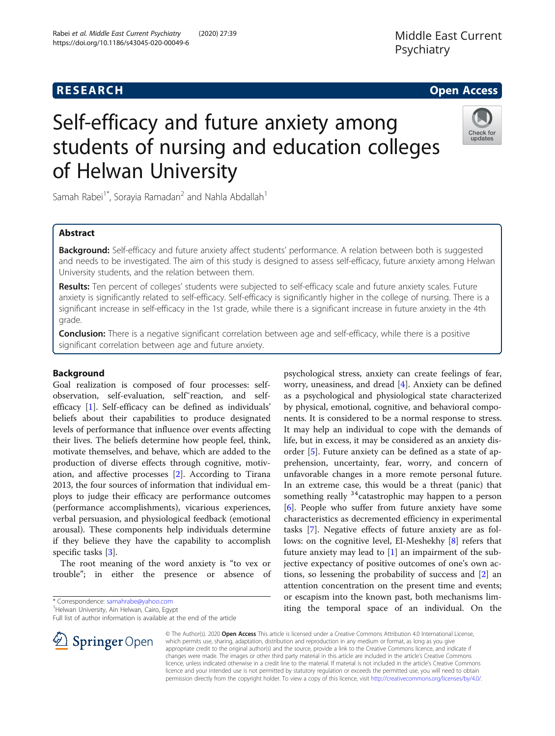RESEARCH Open Access

# Self-efficacy and future anxiety among students of nursing and education colleges of Helwan University

Samah Rabei[1*], Sorayia Ramadan[2] and Nahla Abdallah[1]

## Abstract

**Background:** Self-efficacy and future anxiety affect students' performance. A relation between both is suggested and needs to be investigated. The aim of this study is designed to assess self-efficacy, future anxiety among Helwan University students, and the relation between them.

**Results:** Ten percent of colleges' students were subjected to self-efficacy scale and future anxiety scales. Future anxiety is significantly related to self-efficacy. Self-efficacy is significantly higher in the college of nursing. There is a significant increase in self-efficacy in the 1st grade, while there is a significant increase in future anxiety in the 4th grade.

**Conclusion:** There is a negative significant correlation between age and self-efficacy, while there is a positive significant correlation between age and future anxiety.

## Background

Goal realization is composed of four processes: self-observation, self-evaluation, self˜reaction, and self-efficacy [1]. Self-efficacy can be defined as individuals' beliefs about their capabilities to produce designated levels of performance that influence over events affecting their lives. The beliefs determine how people feel, think, motivate themselves, and behave, which are added to the production of diverse effects through cognitive, motivation, and affective processes [2]. According to Tirana 2013, the four sources of information that individual employs to judge their efficacy are performance outcomes (performance accomplishments), vicarious experiences, verbal persuasion, and physiological feedback (emotional arousal). These components help individuals determine if they believe they have the capability to accomplish specific tasks [3].

The root meaning of the word anxiety is "to vex or trouble"; in either the presence or absence of psychological stress, anxiety can create feelings of fear, worry, uneasiness, and dread [4]. Anxiety can be defined as a psychological and physiological state characterized by physical, emotional, cognitive, and behavioral components. It is considered to be a normal response to stress. It may help an individual to cope with the demands of life, but in excess, it may be considered as an anxiety disorder [5]. Future anxiety can be defined as a state of apprehension, uncertainty, fear, worry, and concern of unfavorable changes in a more remote personal future. In an extreme case, this would be a threat (panic) that something really [34]catastrophic may happen to a person [6]. People who suffer from future anxiety have some characteristics as decremented efficiency in experimental tasks [7]. Negative effects of future anxiety are as follows: on the cognitive level, El-Meshekhy [8] refers that future anxiety may lead to [1] an impairment of the subjective expectancy of positive outcomes of one's own actions, so lessening the probability of success and [2] an attention concentration on the present time and events; or escapism into the known past, both mechanisms limiting the temporal space of an individual. On the

* Correspondence: samahrabe@yahoo.com
[1]Helwan University, Ain Helwan, Cairo, Egypt
Full list of author information is available at the end of the article

© The Author(s). 2020 **Open Access** This article is licensed under a Creative Commons Attribution 4.0 International License, which permits use, sharing, adaptation, distribution and reproduction in any medium or format, as long as you give appropriate credit to the original author(s) and the source, provide a link to the Creative Commons licence, and indicate if changes were made. The images or other third party material in this article are included in the article's Creative Commons licence, unless indicated otherwise in a credit line to the material. If material is not included in the article's Creative Commons licence and your intended use is not permitted by statutory regulation or exceeds the permitted use, you will need to obtain permission directly from the copyright holder. To view a copy of this licence, visit http://creativecommons.org/licenses/by/4.0/.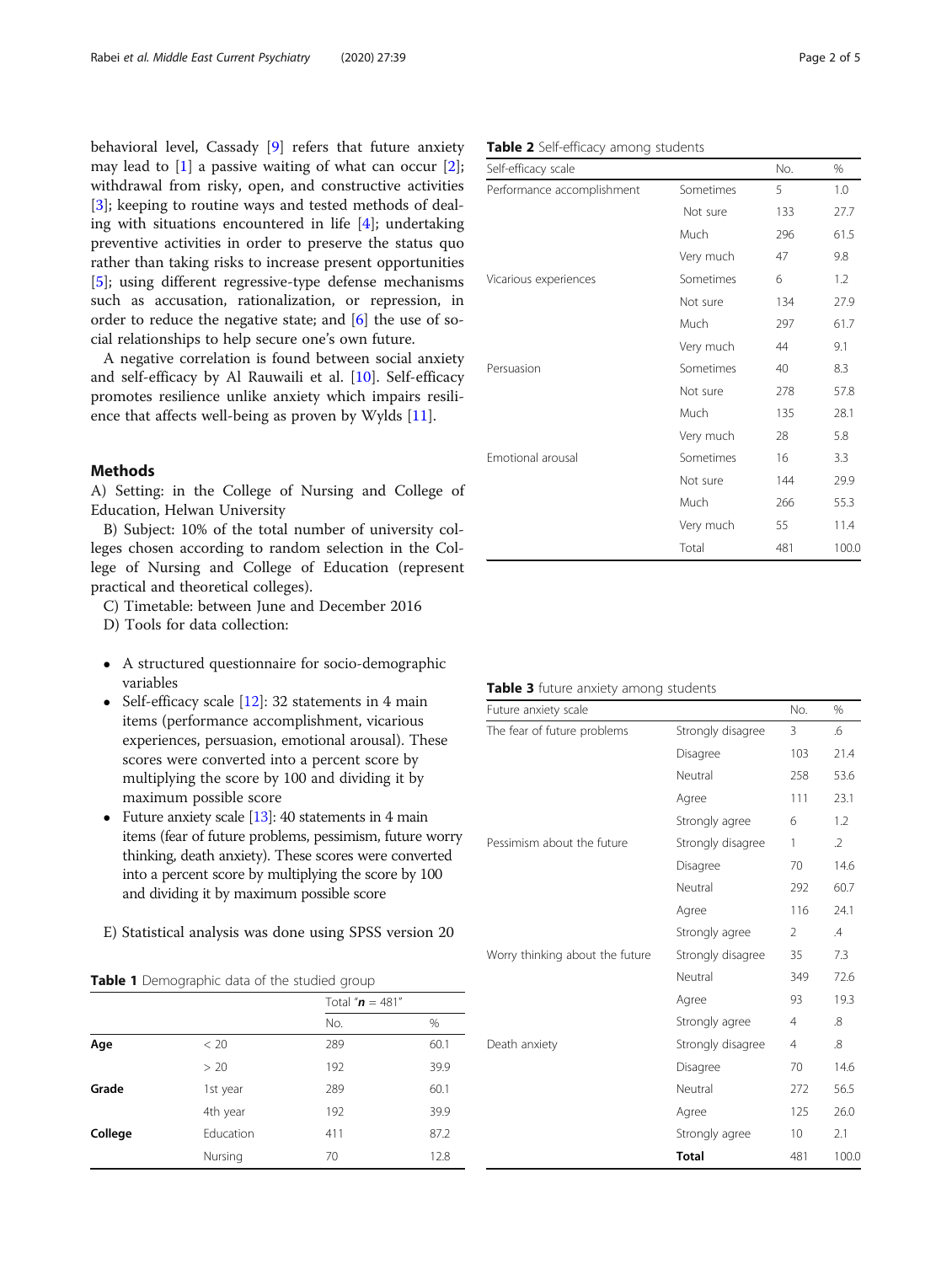behavioral level, Cassady [9] refers that future anxiety may lead to [1] a passive waiting of what can occur [2]; withdrawal from risky, open, and constructive activities [3]; keeping to routine ways and tested methods of dealing with situations encountered in life [4]; undertaking preventive activities in order to preserve the status quo rather than taking risks to increase present opportunities [5]; using different regressive-type defense mechanisms such as accusation, rationalization, or repression, in order to reduce the negative state; and [6] the use of social relationships to help secure one's own future.

A negative correlation is found between social anxiety and self-efficacy by Al Rauwaili et al. [10]. Self-efficacy promotes resilience unlike anxiety which impairs resilience that affects well-being as proven by Wylds [11].

## Methods

A) Setting: in the College of Nursing and College of Education, Helwan University

B) Subject: 10% of the total number of university colleges chosen according to random selection in the College of Nursing and College of Education (represent practical and theoretical colleges).

C) Timetable: between June and December 2016

D) Tools for data collection:

- A structured questionnaire for socio-demographic variables
- Self-efficacy scale [12]: 32 statements in 4 main items (performance accomplishment, vicarious experiences, persuasion, emotional arousal). These scores were converted into a percent score by multiplying the score by 100 and dividing it by maximum possible score
- Future anxiety scale [13]: 40 statements in 4 main items (fear of future problems, pessimism, future worry thinking, death anxiety). These scores were converted into a percent score by multiplying the score by 100 and dividing it by maximum possible score

E) Statistical analysis was done using SPSS version 20

**Table 1** Demographic data of the studied group

| | | Total "***n*** = 481" | |
|---|---|---|---|
| | | No. | % |
| **Age** | < 20 | 289 | 60.1 |
| | > 20 | 192 | 39.9 |
| **Grade** | 1st year | 289 | 60.1 |
| | 4th year | 192 | 39.9 |
| **College** | Education | 411 | 87.2 |
| | Nursing | 70 | 12.8 |

**Table 2** Self-efficacy among students

| Self-efficacy scale | | No. | % |
|---|---|---|---|
| Performance accomplishment | Sometimes | 5 | 1.0 |
| | Not sure | 133 | 27.7 |
| | Much | 296 | 61.5 |
| | Very much | 47 | 9.8 |
| Vicarious experiences | Sometimes | 6 | 1.2 |
| | Not sure | 134 | 27.9 |
| | Much | 297 | 61.7 |
| | Very much | 44 | 9.1 |
| Persuasion | Sometimes | 40 | 8.3 |
| | Not sure | 278 | 57.8 |
| | Much | 135 | 28.1 |
| | Very much | 28 | 5.8 |
| Emotional arousal | Sometimes | 16 | 3.3 |
| | Not sure | 144 | 29.9 |
| | Much | 266 | 55.3 |
| | Very much | 55 | 11.4 |
| | Total | 481 | 100.0 |

**Table 3** future anxiety among students

| Future anxiety scale | | No. | % |
|---|---|---|---|
| The fear of future problems | Strongly disagree | 3 | .6 |
| | Disagree | 103 | 21.4 |
| | Neutral | 258 | 53.6 |
| | Agree | 111 | 23.1 |
| | Strongly agree | 6 | 1.2 |
| Pessimism about the future | Strongly disagree | 1 | .2 |
| | Disagree | 70 | 14.6 |
| | Neutral | 292 | 60.7 |
| | Agree | 116 | 24.1 |
| | Strongly agree | 2 | .4 |
| Worry thinking about the future | Strongly disagree | 35 | 7.3 |
| | Neutral | 349 | 72.6 |
| | Agree | 93 | 19.3 |
| | Strongly agree | 4 | .8 |
| Death anxiety | Strongly disagree | 4 | .8 |
| | Disagree | 70 | 14.6 |
| | Neutral | 272 | 56.5 |
| | Agree | 125 | 26.0 |
| | Strongly agree | 10 | 2.1 |
| | **Total** | 481 | 100.0 |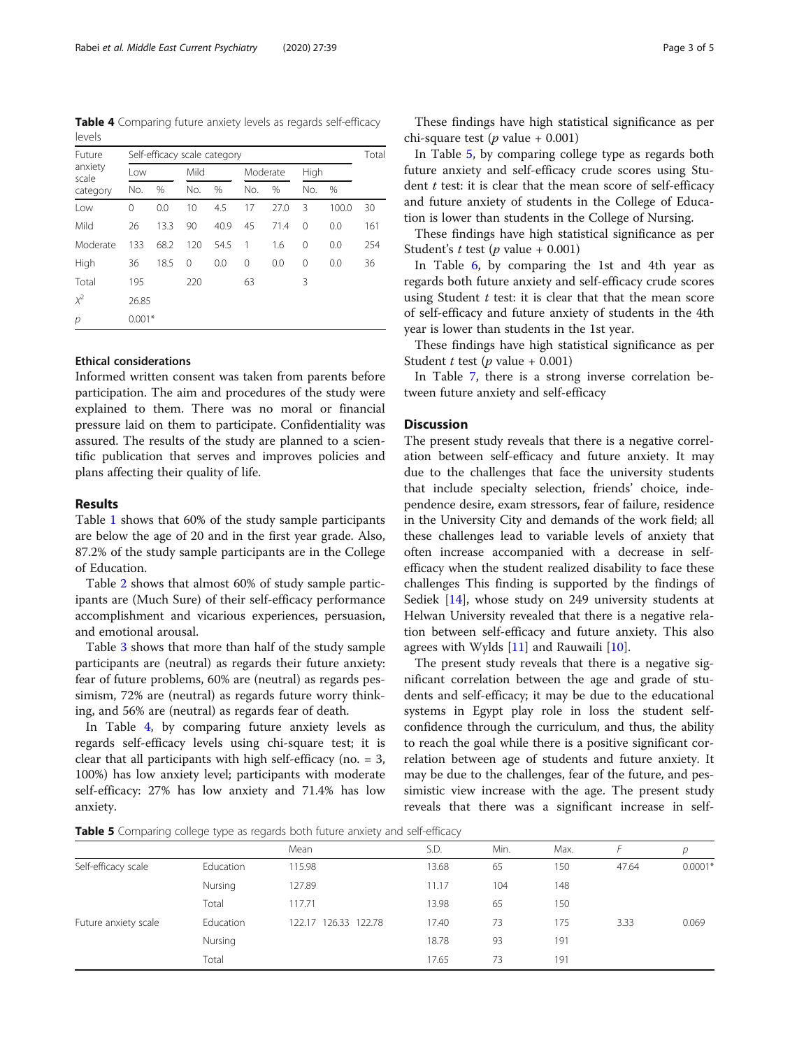**Table 4** Comparing future anxiety levels as regards self-efficacy levels

| Future anxiety scale category | Self-efficacy scale category | | | | | | | | Total |
|---|---|---|---|---|---|---|---|---|---|
| | Low | | Mild | | Moderate | | High | | |
| | No. | % | No. | % | No. | % | No. | % | |
| Low | 0 | 0.0 | 10 | 4.5 | 17 | 27.0 | 3 | 100.0 | 30 |
| Mild | 26 | 13.3 | 90 | 40.9 | 45 | 71.4 | 0 | 0.0 | 161 |
| Moderate | 133 | 68.2 | 120 | 54.5 | 1 | 1.6 | 0 | 0.0 | 254 |
| High | 36 | 18.5 | 0 | 0.0 | 0 | 0.0 | 0 | 0.0 | 36 |
| Total | 195 | | 220 | | 63 | | 3 | | |
| $X^2$ | 26.85 | | | | | | | | |
| *p* | 0.001* | | | | | | | | |

### Ethical considerations

Informed written consent was taken from parents before participation. The aim and procedures of the study were explained to them. There was no moral or financial pressure laid on them to participate. Confidentiality was assured. The results of the study are planned to a scientific publication that serves and improves policies and plans affecting their quality of life.

## Results

Table 1 shows that 60% of the study sample participants are below the age of 20 and in the first year grade. Also, 87.2% of the study sample participants are in the College of Education.

Table 2 shows that almost 60% of study sample participants are (Much Sure) of their self-efficacy performance accomplishment and vicarious experiences, persuasion, and emotional arousal.

Table 3 shows that more than half of the study sample participants are (neutral) as regards their future anxiety: fear of future problems, 60% are (neutral) as regards pessimism, 72% are (neutral) as regards future worry thinking, and 56% are (neutral) as regards fear of death.

In Table 4, by comparing future anxiety levels as regards self-efficacy levels using chi-square test; it is clear that all participants with high self-efficacy (no. = 3, 100%) has low anxiety level; participants with moderate self-efficacy: 27% has low anxiety and 71.4% has low anxiety.

These findings have high statistical significance as per chi-square test (*p* value + 0.001)

In Table 5, by comparing college type as regards both future anxiety and self-efficacy crude scores using Student *t* test: it is clear that the mean score of self-efficacy and future anxiety of students in the College of Education is lower than students in the College of Nursing.

These findings have high statistical significance as per Student's *t* test (*p* value + 0.001)

In Table 6, by comparing the 1st and 4th year as regards both future anxiety and self-efficacy crude scores using Student *t* test: it is clear that that the mean score of self-efficacy and future anxiety of students in the 4th year is lower than students in the 1st year.

These findings have high statistical significance as per Student *t* test (*p* value + 0.001)

In Table 7, there is a strong inverse correlation between future anxiety and self-efficacy

## Discussion

The present study reveals that there is a negative correlation between self-efficacy and future anxiety. It may due to the challenges that face the university students that include specialty selection, friends' choice, independence desire, exam stressors, fear of failure, residence in the University City and demands of the work field; all these challenges lead to variable levels of anxiety that often increase accompanied with a decrease in self-efficacy when the student realized disability to face these challenges This finding is supported by the findings of Sediek [14], whose study on 249 university students at Helwan University revealed that there is a negative relation between self-efficacy and future anxiety. This also agrees with Wylds [11] and Rauwaili [10].

The present study reveals that there is a negative significant correlation between the age and grade of students and self-efficacy; it may be due to the educational systems in Egypt play role in loss the student self-confidence through the curriculum, and thus, the ability to reach the goal while there is a positive significant correlation between age of students and future anxiety. It may be due to the challenges, fear of the future, and pessimistic view increase with the age. The present study reveals that there was a significant increase in self-

**Table 5** Comparing college type as regards both future anxiety and self-efficacy

| | | Mean | S.D. | Min. | Max. | *F* | *p* |
|---|---|---|---|---|---|---|---|
| Self-efficacy scale | Education | 115.98 | 13.68 | 65 | 150 | 47.64 | 0.0001* |
| | Nursing | 127.89 | 11.17 | 104 | 148 | | |
| | Total | 117.71 | 13.98 | 65 | 150 | | |
| Future anxiety scale | Education | 122.17 126.33 122.78 | 17.40 | 73 | 175 | 3.33 | 0.069 |
| | Nursing | | 18.78 | 93 | 191 | | |
| | Total | | 17.65 | 73 | 191 | | |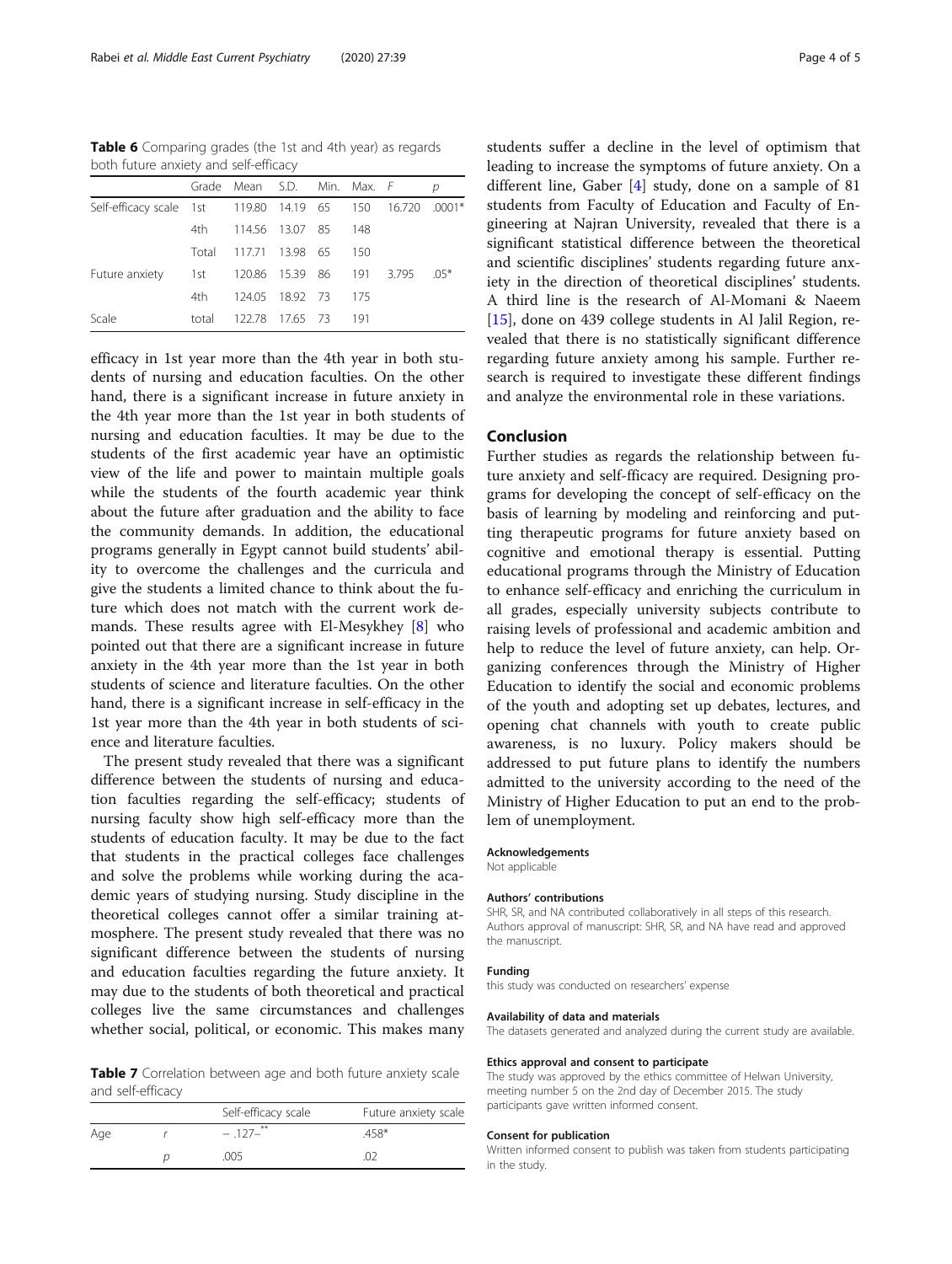**Table 6** Comparing grades (the 1st and 4th year) as regards both future anxiety and self-efficacy

| | Grade | Mean | S.D. | Min. | Max. | *F* | *p* |
|---|---|---|---|---|---|---|---|
| Self-efficacy scale | 1st | 119.80 | 14.19 | 65 | 150 | 16.720 | .0001* |
| | 4th | 114.56 | 13.07 | 85 | 148 | | |
| | Total | 117.71 | 13.98 | 65 | 150 | | |
| Future anxiety | 1st | 120.86 | 15.39 | 86 | 191 | 3.795 | .05* |
| | 4th | 124.05 | 18.92 | 73 | 175 | | |
| Scale | total | 122.78 | 17.65 | 73 | 191 | | |

efficacy in 1st year more than the 4th year in both students of nursing and education faculties. On the other hand, there is a significant increase in future anxiety in the 4th year more than the 1st year in both students of nursing and education faculties. It may be due to the students of the first academic year have an optimistic view of the life and power to maintain multiple goals while the students of the fourth academic year think about the future after graduation and the ability to face the community demands. In addition, the educational programs generally in Egypt cannot build students' ability to overcome the challenges and the curricula and give the students a limited chance to think about the future which does not match with the current work demands. These results agree with El-Mesykhey [8] who pointed out that there are a significant increase in future anxiety in the 4th year more than the 1st year in both students of science and literature faculties. On the other hand, there is a significant increase in self-efficacy in the 1st year more than the 4th year in both students of science and literature faculties.

The present study revealed that there was a significant difference between the students of nursing and education faculties regarding the self-efficacy; students of nursing faculty show high self-efficacy more than the students of education faculty. It may be due to the fact that students in the practical colleges face challenges and solve the problems while working during the academic years of studying nursing. Study discipline in the theoretical colleges cannot offer a similar training atmosphere. The present study revealed that there was no significant difference between the students of nursing and education faculties regarding the future anxiety. It may due to the students of both theoretical and practical colleges live the same circumstances and challenges whether social, political, or economic. This makes many students suffer a decline in the level of optimism that leading to increase the symptoms of future anxiety. On a different line, Gaber [4] study, done on a sample of 81 students from Faculty of Education and Faculty of Engineering at Najran University, revealed that there is a significant statistical difference between the theoretical and scientific disciplines' students regarding future anxiety in the direction of theoretical disciplines' students. A third line is the research of Al-Momani & Naeem [15], done on 439 college students in Al Jalil Region, revealed that there is no statistically significant difference regarding future anxiety among his sample. Further research is required to investigate these different findings and analyze the environmental role in these variations.

**Table 7** Correlation between age and both future anxiety scale and self-efficacy

| | | Self-efficacy scale | Future anxiety scale |
|---|---|---|---|
| Age | *r* | − .127−** | .458* |
| | *p* | .005 | .02 |

## Conclusion

Further studies as regards the relationship between future anxiety and self-fficacy are required. Designing programs for developing the concept of self-efficacy on the basis of learning by modeling and reinforcing and putting therapeutic programs for future anxiety based on cognitive and emotional therapy is essential. Putting educational programs through the Ministry of Education to enhance self-efficacy and enriching the curriculum in all grades, especially university subjects contribute to raising levels of professional and academic ambition and help to reduce the level of future anxiety, can help. Organizing conferences through the Ministry of Higher Education to identify the social and economic problems of the youth and adopting set up debates, lectures, and opening chat channels with youth to create public awareness, is no luxury. Policy makers should be addressed to put future plans to identify the numbers admitted to the university according to the need of the Ministry of Higher Education to put an end to the problem of unemployment.

#### Acknowledgements

Not applicable

#### Authors' contributions

SHR, SR, and NA contributed collaboratively in all steps of this research. Authors approval of manuscript: SHR, SR, and NA have read and approved the manuscript.

#### Funding

this study was conducted on researchers' expense

#### Availability of data and materials

The datasets generated and analyzed during the current study are available.

#### Ethics approval and consent to participate

The study was approved by the ethics committee of Helwan University, meeting number 5 on the 2nd day of December 2015. The study participants gave written informed consent.

#### Consent for publication

Written informed consent to publish was taken from students participating in the study.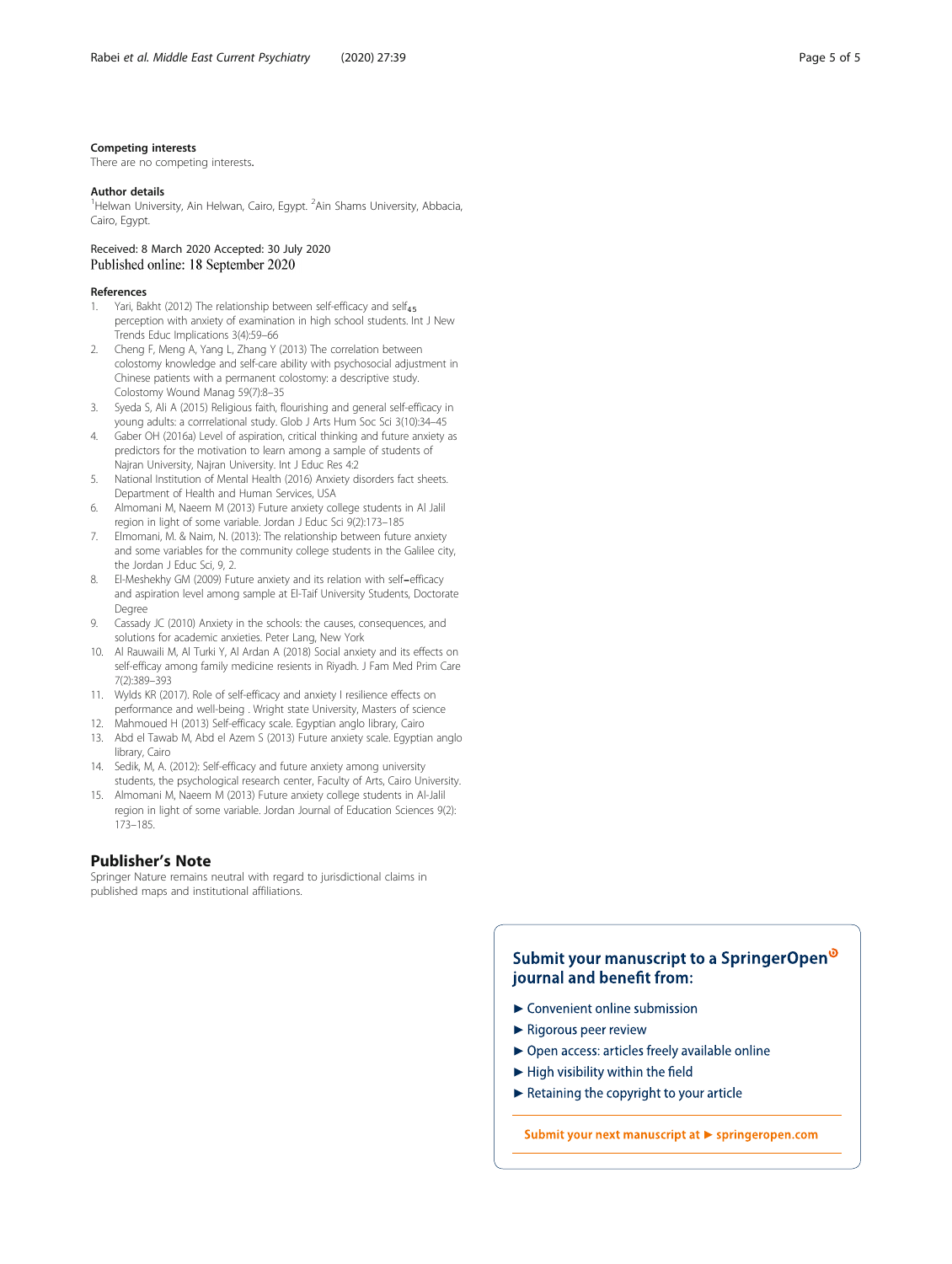#### Competing interests

There are no competing interests.

#### Author details

[1]Helwan University, Ain Helwan, Cairo, Egypt. [2]Ain Shams University, Abbacia, Cairo, Egypt.

Received: 8 March 2020 Accepted: 30 July 2020
Published online: 18 September 2020

#### References

1. Yari, Bakht (2012) The relationship between self-efficacy and self$_{45}$ perception with anxiety of examination in high school students. Int J New Trends Educ Implications 3(4):59–66
2. Cheng F, Meng A, Yang L, Zhang Y (2013) The correlation between colostomy knowledge and self-care ability with psychosocial adjustment in Chinese patients with a permanent colostomy: a descriptive study. Colostomy Wound Manag 59(7):8–35
3. Syeda S, Ali A (2015) Religious faith, flourishing and general self-efficacy in young adults: a corrrelational study. Glob J Arts Hum Soc Sci 3(10):34–45
4. Gaber OH (2016a) Level of aspiration, critical thinking and future anxiety as predictors for the motivation to learn among a sample of students of Najran University, Najran University. Int J Educ Res 4:2
5. National Institution of Mental Health (2016) Anxiety disorders fact sheets. Department of Health and Human Services, USA
6. Almomani M, Naeem M (2013) Future anxiety college students in Al Jalil region in light of some variable. Jordan J Educ Sci 9(2):173–185
7. Elmomani, M. & Naim, N. (2013): The relationship between future anxiety and some variables for the community college students in the Galilee city, the Jordan J Educ Sci, 9, 2.
8. El-Meshekhy GM (2009) Future anxiety and its relation with self–efficacy and aspiration level among sample at El-Taif University Students, Doctorate Degree
9. Cassady JC (2010) Anxiety in the schools: the causes, consequences, and solutions for academic anxieties. Peter Lang, New York
10. Al Rauwaili M, Al Turki Y, Al Ardan A (2018) Social anxiety and its effects on self-efficay among family medicine resients in Riyadh. J Fam Med Prim Care 7(2):389–393
11. Wylds KR (2017). Role of self-efficacy and anxiety I resilience effects on performance and well-being . Wright state University, Masters of science
12. Mahmoued H (2013) Self-efficacy scale. Egyptian anglo library, Cairo
13. Abd el Tawab M, Abd el Azem S (2013) Future anxiety scale. Egyptian anglo library, Cairo
14. Sedik, M, A. (2012): Self-efficacy and future anxiety among university students, the psychological research center, Faculty of Arts, Cairo University.
15. Almomani M, Naeem M (2013) Future anxiety college students in Al-Jalil region in light of some variable. Jordan Journal of Education Sciences 9(2): 173–185.

### Publisher's Note

Springer Nature remains neutral with regard to jurisdictional claims in published maps and institutional affiliations.

**Submit your manuscript to a SpringerOpen journal and benefit from:**

- ► Convenient online submission
- ► Rigorous peer review
- ► Open access: articles freely available online
- ► High visibility within the field
- ► Retaining the copyright to your article

Submit your next manuscript at ► springeropen.com